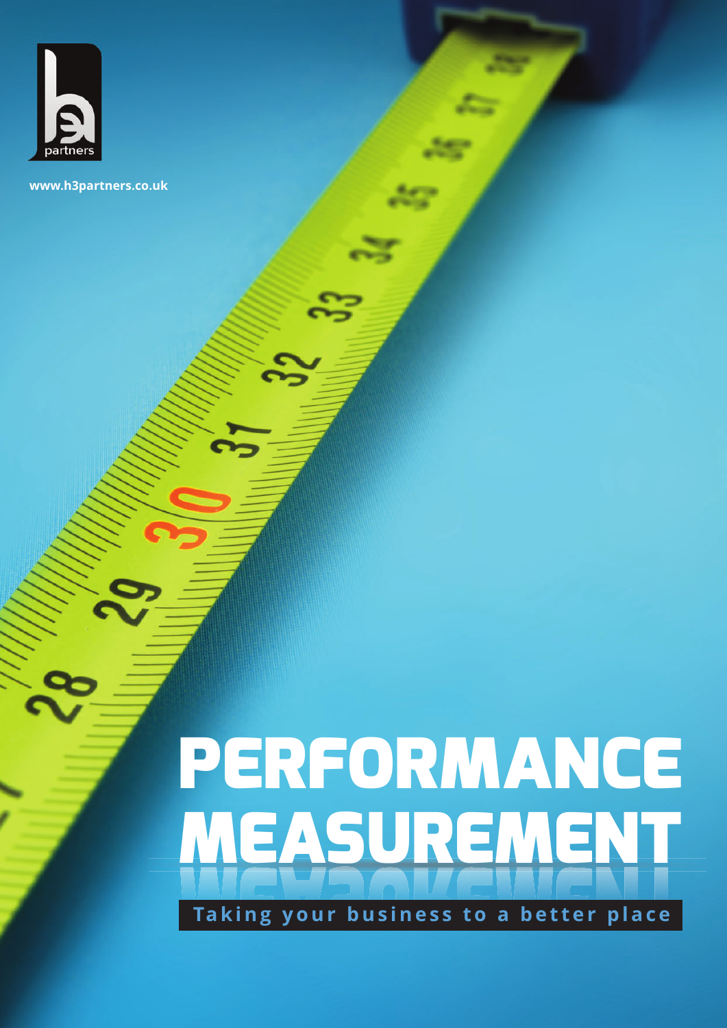h3 partners

www.h3partners.co.uk

# PERFORMANCE MEASUREMENT

**Taking your business to a better place**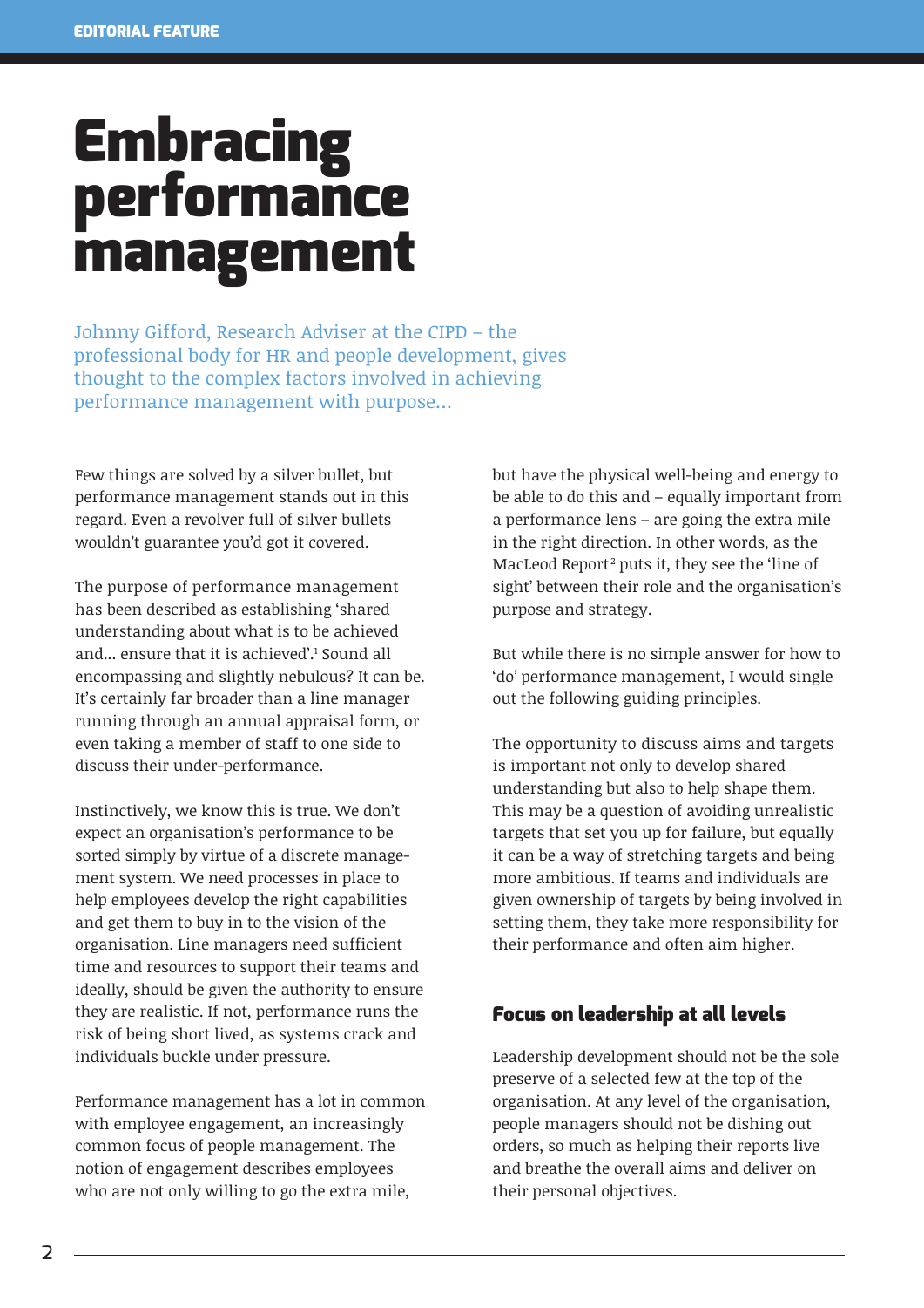# Embracing performance management

Johnny Gifford, Research Adviser at the CIPD – the professional body for HR and people development, gives thought to the complex factors involved in achieving performance management with purpose...

Few things are solved by a silver bullet, but performance management stands out in this regard. Even a revolver full of silver bullets wouldn't guarantee you'd got it covered.

The purpose of performance management has been described as establishing 'shared understanding about what is to be achieved and... ensure that it is achieved'.[1] Sound all encompassing and slightly nebulous? It can be. It's certainly far broader than a line manager running through an annual appraisal form, or even taking a member of staff to one side to discuss their under-performance.

Instinctively, we know this is true. We don't expect an organisation's performance to be sorted simply by virtue of a discrete management system. We need processes in place to help employees develop the right capabilities and get them to buy in to the vision of the organisation. Line managers need sufficient time and resources to support their teams and ideally, should be given the authority to ensure they are realistic. If not, performance runs the risk of being short lived, as systems crack and individuals buckle under pressure.

Performance management has a lot in common with employee engagement, an increasingly common focus of people management. The notion of engagement describes employees who are not only willing to go the extra mile, but have the physical well-being and energy to be able to do this and – equally important from a performance lens – are going the extra mile in the right direction. In other words, as the MacLeod Report[2] puts it, they see the 'line of sight' between their role and the organisation's purpose and strategy.

But while there is no simple answer for how to 'do' performance management, I would single out the following guiding principles.

The opportunity to discuss aims and targets is important not only to develop shared understanding but also to help shape them. This may be a question of avoiding unrealistic targets that set you up for failure, but equally it can be a way of stretching targets and being more ambitious. If teams and individuals are given ownership of targets by being involved in setting them, they take more responsibility for their performance and often aim higher.

## Focus on leadership at all levels

Leadership development should not be the sole preserve of a selected few at the top of the organisation. At any level of the organisation, people managers should not be dishing out orders, so much as helping their reports live and breathe the overall aims and deliver on their personal objectives.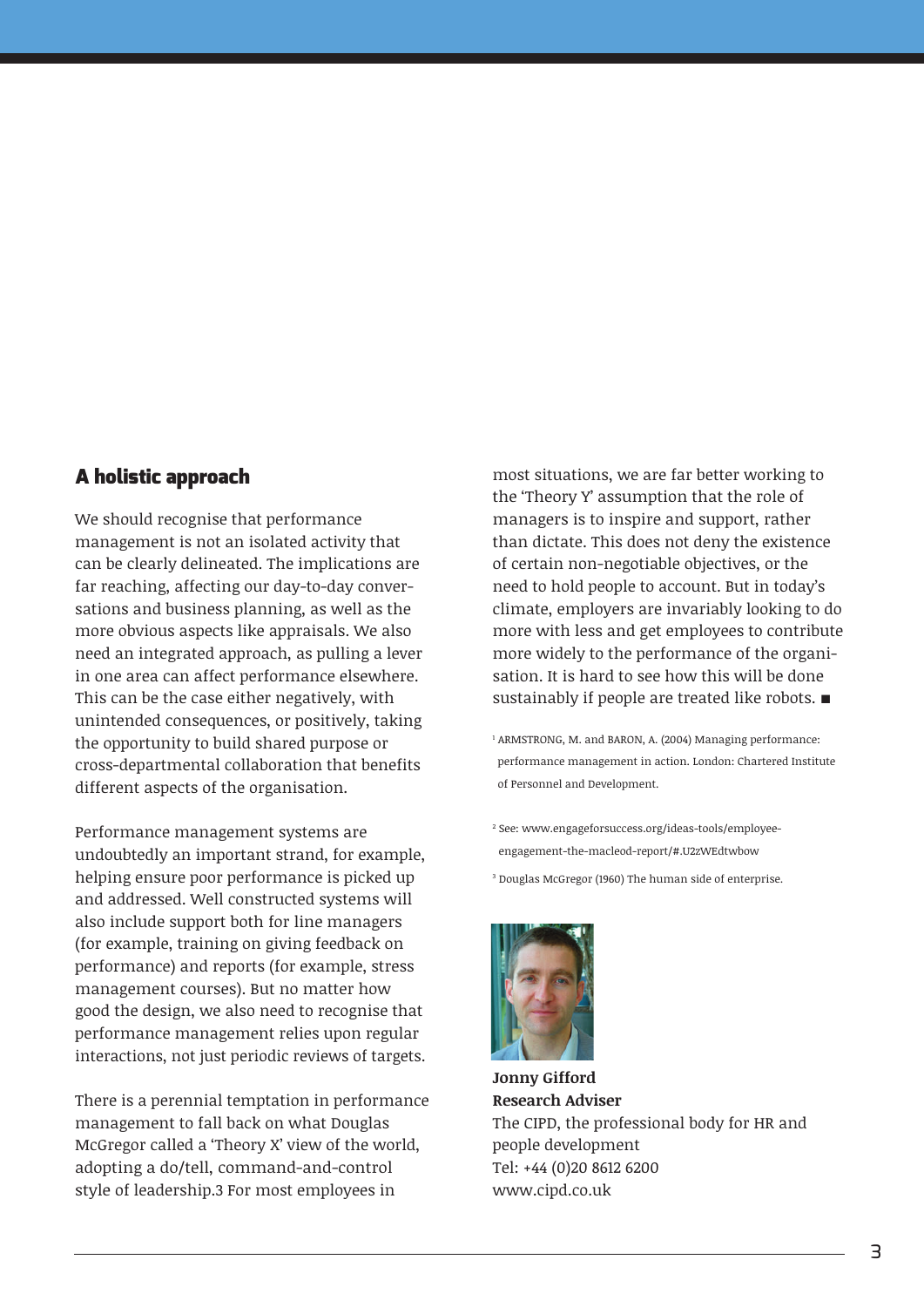## A holistic approach

We should recognise that performance management is not an isolated activity that can be clearly delineated. The implications are far reaching, affecting our day-to-day conversations and business planning, as well as the more obvious aspects like appraisals. We also need an integrated approach, as pulling a lever in one area can affect performance elsewhere. This can be the case either negatively, with unintended consequences, or positively, taking the opportunity to build shared purpose or cross-departmental collaboration that benefits different aspects of the organisation.

Performance management systems are undoubtedly an important strand, for example, helping ensure poor performance is picked up and addressed. Well constructed systems will also include support both for line managers (for example, training on giving feedback on performance) and reports (for example, stress management courses). But no matter how good the design, we also need to recognise that performance management relies upon regular interactions, not just periodic reviews of targets.

There is a perennial temptation in performance management to fall back on what Douglas McGregor called a 'Theory X' view of the world, adopting a do/tell, command-and-control style of leadership.3 For most employees in most situations, we are far better working to the 'Theory Y' assumption that the role of managers is to inspire and support, rather than dictate. This does not deny the existence of certain non-negotiable objectives, or the need to hold people to account. But in today's climate, employers are invariably looking to do more with less and get employees to contribute more widely to the performance of the organisation. It is hard to see how this will be done sustainably if people are treated like robots. ■

[1] ARMSTRONG, M. and BARON, A. (2004) Managing performance: performance management in action. London: Chartered Institute of Personnel and Development.

[2] See: www.engageforsuccess.org/ideas-tools/employee-engagement-the-macleod-report/#.U2zWEdtwbow

[3] Douglas McGregor (1960) The human side of enterprise.

**Jonny Gifford**
**Research Adviser**
The CIPD, the professional body for HR and people development
Tel: +44 (0)20 8612 6200
www.cipd.co.uk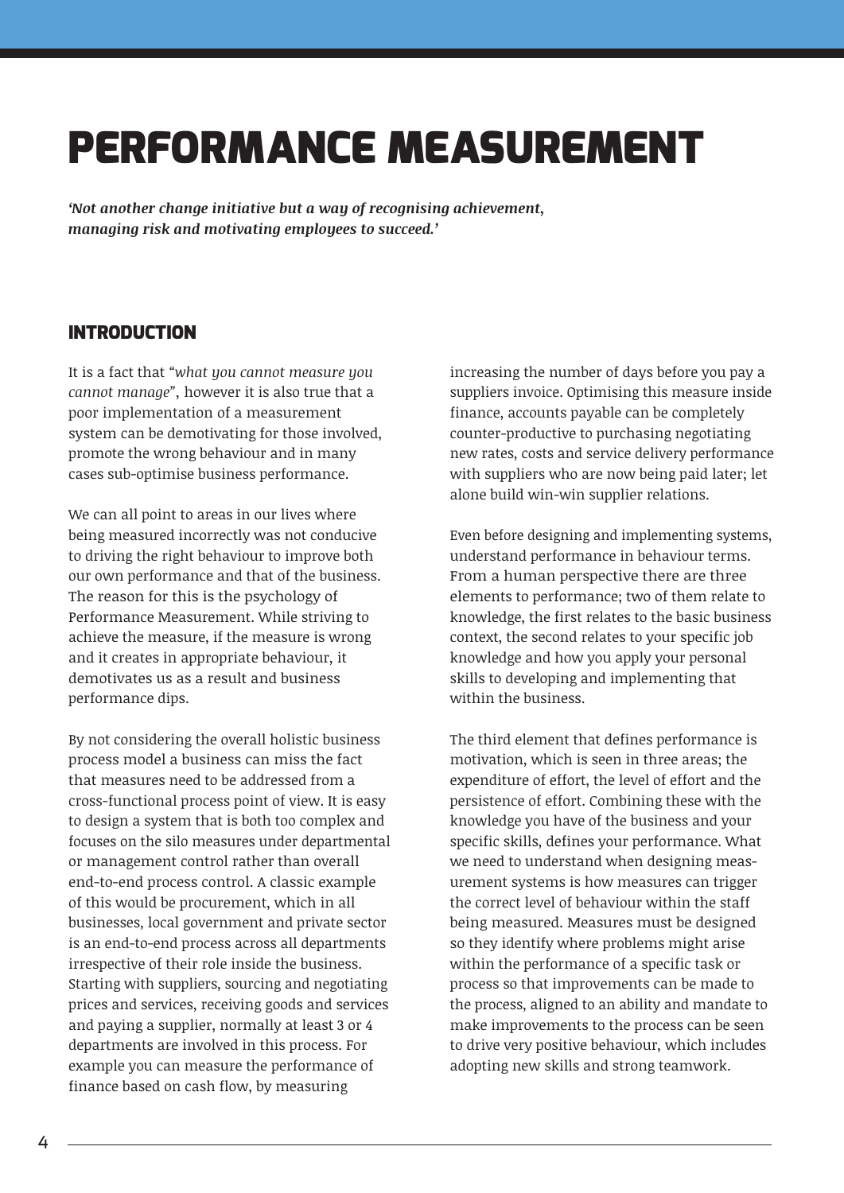# PERFORMANCE MEASUREMENT

***'Not another change initiative but a way of recognising achievement, managing risk and motivating employees to succeed.'***

## INTRODUCTION

It is a fact that "*what you cannot measure you cannot manage*", however it is also true that a poor implementation of a measurement system can be demotivating for those involved, promote the wrong behaviour and in many cases sub-optimise business performance.

We can all point to areas in our lives where being measured incorrectly was not conducive to driving the right behaviour to improve both our own performance and that of the business. The reason for this is the psychology of Performance Measurement. While striving to achieve the measure, if the measure is wrong and it creates in appropriate behaviour, it demotivates us as a result and business performance dips.

By not considering the overall holistic business process model a business can miss the fact that measures need to be addressed from a cross-functional process point of view. It is easy to design a system that is both too complex and focuses on the silo measures under departmental or management control rather than overall end-to-end process control. A classic example of this would be procurement, which in all businesses, local government and private sector is an end-to-end process across all departments irrespective of their role inside the business. Starting with suppliers, sourcing and negotiating prices and services, receiving goods and services and paying a supplier, normally at least 3 or 4 departments are involved in this process. For example you can measure the performance of finance based on cash flow, by measuring increasing the number of days before you pay a suppliers invoice. Optimising this measure inside finance, accounts payable can be completely counter-productive to purchasing negotiating new rates, costs and service delivery performance with suppliers who are now being paid later; let alone build win-win supplier relations.

Even before designing and implementing systems, understand performance in behaviour terms. From a human perspective there are three elements to performance; two of them relate to knowledge, the first relates to the basic business context, the second relates to your specific job knowledge and how you apply your personal skills to developing and implementing that within the business.

The third element that defines performance is motivation, which is seen in three areas; the expenditure of effort, the level of effort and the persistence of effort. Combining these with the knowledge you have of the business and your specific skills, defines your performance. What we need to understand when designing measurement systems is how measures can trigger the correct level of behaviour within the staff being measured. Measures must be designed so they identify where problems might arise within the performance of a specific task or process so that improvements can be made to the process, aligned to an ability and mandate to make improvements to the process can be seen to drive very positive behaviour, which includes adopting new skills and strong teamwork.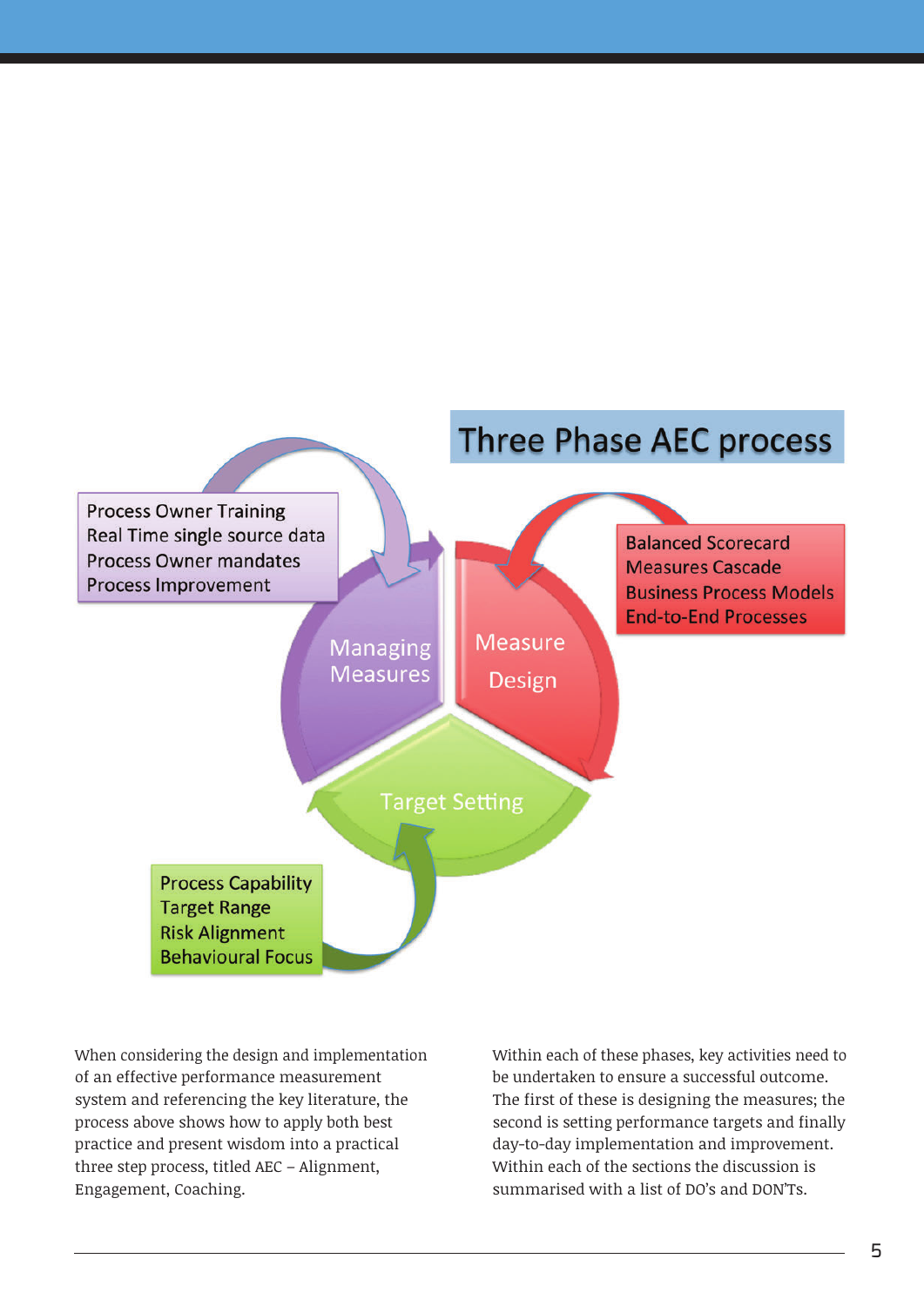## Three Phase AEC process

**Measure Design**
- Balanced Scorecard
- Measures Cascade
- Business Process Models
- End-to-End Processes

**Target Setting**
- Process Capability
- Target Range
- Risk Alignment
- Behavioural Focus

**Managing Measures**
- Process Owner Training
- Real Time single source data
- Process Owner mandates
- Process Improvement

When considering the design and implementation of an effective performance measurement system and referencing the key literature, the process above shows how to apply both best practice and present wisdom into a practical three step process, titled AEC – Alignment, Engagement, Coaching.

Within each of these phases, key activities need to be undertaken to ensure a successful outcome. The first of these is designing the measures; the second is setting performance targets and finally day-to-day implementation and improvement. Within each of the sections the discussion is summarised with a list of DO's and DON'Ts.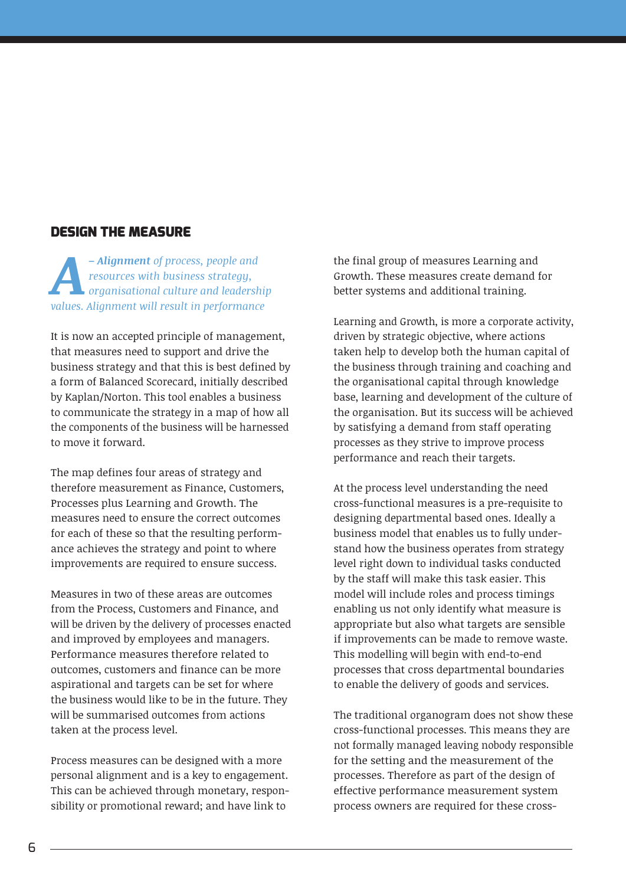## DESIGN THE MEASURE

*A* *– **Alignment** of process, people and resources with business strategy, organisational culture and leadership values. Alignment will result in performance*

It is now an accepted principle of management, that measures need to support and drive the business strategy and that this is best defined by a form of Balanced Scorecard, initially described by Kaplan/Norton. This tool enables a business to communicate the strategy in a map of how all the components of the business will be harnessed to move it forward.

The map defines four areas of strategy and therefore measurement as Finance, Customers, Processes plus Learning and Growth. The measures need to ensure the correct outcomes for each of these so that the resulting performance achieves the strategy and point to where improvements are required to ensure success.

Measures in two of these areas are outcomes from the Process, Customers and Finance, and will be driven by the delivery of processes enacted and improved by employees and managers. Performance measures therefore related to outcomes, customers and finance can be more aspirational and targets can be set for where the business would like to be in the future. They will be summarised outcomes from actions taken at the process level.

Process measures can be designed with a more personal alignment and is a key to engagement. This can be achieved through monetary, responsibility or promotional reward; and have link to the final group of measures Learning and Growth. These measures create demand for better systems and additional training.

Learning and Growth, is more a corporate activity, driven by strategic objective, where actions taken help to develop both the human capital of the business through training and coaching and the organisational capital through knowledge base, learning and development of the culture of the organisation. But its success will be achieved by satisfying a demand from staff operating processes as they strive to improve process performance and reach their targets.

At the process level understanding the need cross-functional measures is a pre-requisite to designing departmental based ones. Ideally a business model that enables us to fully understand how the business operates from strategy level right down to individual tasks conducted by the staff will make this task easier. This model will include roles and process timings enabling us not only identify what measure is appropriate but also what targets are sensible if improvements can be made to remove waste. This modelling will begin with end-to-end processes that cross departmental boundaries to enable the delivery of goods and services.

The traditional organogram does not show these cross-functional processes. This means they are not formally managed leaving nobody responsible for the setting and the measurement of the processes. Therefore as part of the design of effective performance measurement system process owners are required for these cross-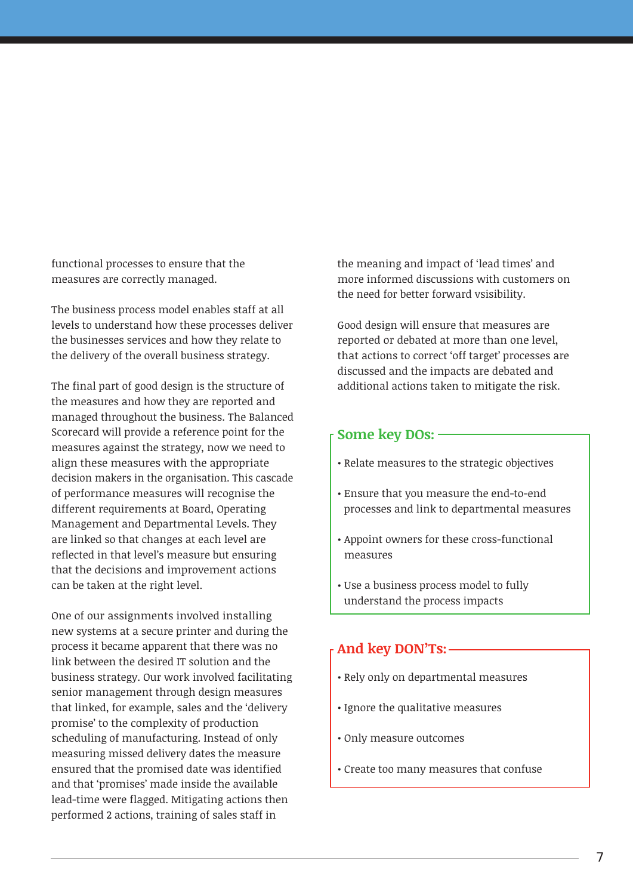functional processes to ensure that the measures are correctly managed.

The business process model enables staff at all levels to understand how these processes deliver the businesses services and how they relate to the delivery of the overall business strategy.

The final part of good design is the structure of the measures and how they are reported and managed throughout the business. The Balanced Scorecard will provide a reference point for the measures against the strategy, now we need to align these measures with the appropriate decision makers in the organisation. This cascade of performance measures will recognise the different requirements at Board, Operating Management and Departmental Levels. They are linked so that changes at each level are reflected in that level's measure but ensuring that the decisions and improvement actions can be taken at the right level.

One of our assignments involved installing new systems at a secure printer and during the process it became apparent that there was no link between the desired IT solution and the business strategy. Our work involved facilitating senior management through design measures that linked, for example, sales and the 'delivery promise' to the complexity of production scheduling of manufacturing. Instead of only measuring missed delivery dates the measure ensured that the promised date was identified and that 'promises' made inside the available lead-time were flagged. Mitigating actions then performed 2 actions, training of sales staff in the meaning and impact of 'lead times' and more informed discussions with customers on the need for better forward vsisibility.

Good design will ensure that measures are reported or debated at more than one level, that actions to correct 'off target' processes are discussed and the impacts are debated and additional actions taken to mitigate the risk.

### Some key DOs:

- Relate measures to the strategic objectives
- Ensure that you measure the end-to-end processes and link to departmental measures
- Appoint owners for these cross-functional measures
- Use a business process model to fully understand the process impacts

### And key DON'Ts:

- Rely only on departmental measures
- Ignore the qualitative measures
- Only measure outcomes
- Create too many measures that confuse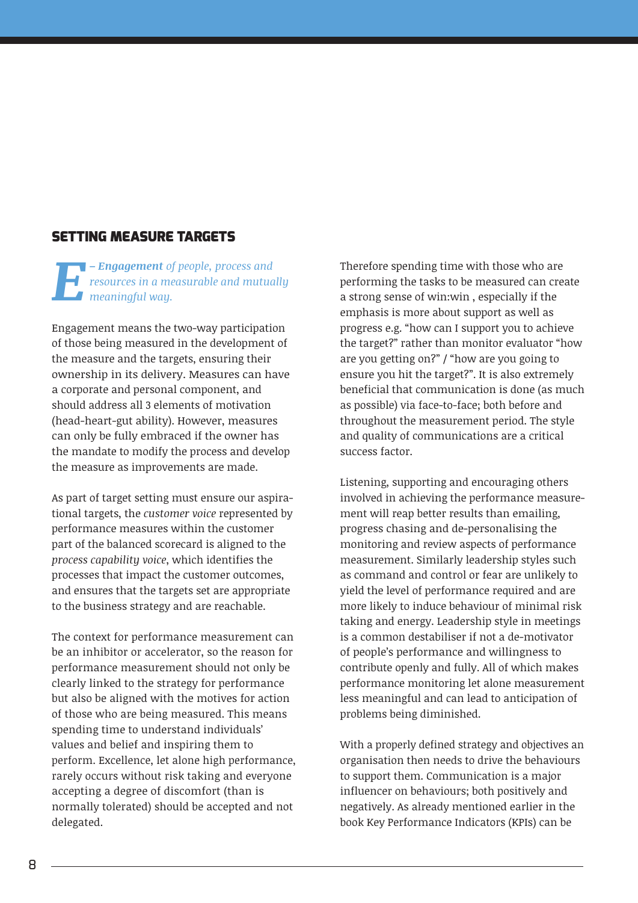## SETTING MEASURE TARGETS

***E*** *– **Engagement** of people, process and resources in a measurable and mutually meaningful way.*

Engagement means the two-way participation of those being measured in the development of the measure and the targets, ensuring their ownership in its delivery. Measures can have a corporate and personal component, and should address all 3 elements of motivation (head-heart-gut ability). However, measures can only be fully embraced if the owner has the mandate to modify the process and develop the measure as improvements are made.

As part of target setting must ensure our aspirational targets, the *customer voice* represented by performance measures within the customer part of the balanced scorecard is aligned to the *process capability voice*, which identifies the processes that impact the customer outcomes, and ensures that the targets set are appropriate to the business strategy and are reachable.

The context for performance measurement can be an inhibitor or accelerator, so the reason for performance measurement should not only be clearly linked to the strategy for performance but also be aligned with the motives for action of those who are being measured. This means spending time to understand individuals' values and belief and inspiring them to perform. Excellence, let alone high performance, rarely occurs without risk taking and everyone accepting a degree of discomfort (than is normally tolerated) should be accepted and not delegated.

Therefore spending time with those who are performing the tasks to be measured can create a strong sense of win:win , especially if the emphasis is more about support as well as progress e.g. "how can I support you to achieve the target?" rather than monitor evaluator "how are you getting on?" / "how are you going to ensure you hit the target?". It is also extremely beneficial that communication is done (as much as possible) via face-to-face; both before and throughout the measurement period. The style and quality of communications are a critical success factor.

Listening, supporting and encouraging others involved in achieving the performance measurement will reap better results than emailing, progress chasing and de-personalising the monitoring and review aspects of performance measurement. Similarly leadership styles such as command and control or fear are unlikely to yield the level of performance required and are more likely to induce behaviour of minimal risk taking and energy. Leadership style in meetings is a common destabiliser if not a de-motivator of people's performance and willingness to contribute openly and fully. All of which makes performance monitoring let alone measurement less meaningful and can lead to anticipation of problems being diminished.

With a properly defined strategy and objectives an organisation then needs to drive the behaviours to support them. Communication is a major influencer on behaviours; both positively and negatively. As already mentioned earlier in the book Key Performance Indicators (KPIs) can be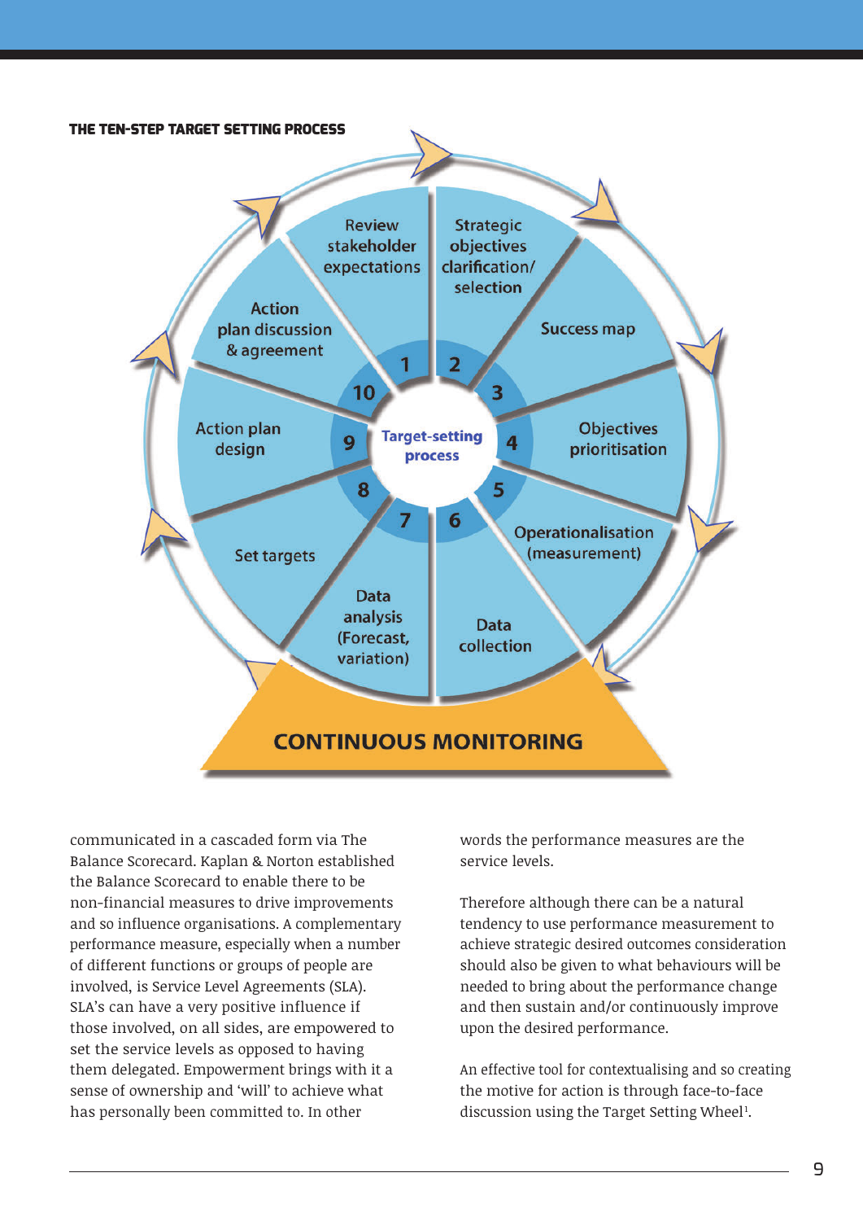**THE TEN-STEP TARGET SETTING PROCESS**

Target-setting process

1. Review stakeholder expectations
2. Strategic objectives clarification/ selection
3. Success map
4. Objectives prioritisation
5. Operationalisation (measurement)
6. Data collection
7. Data analysis (Forecast, variation)
8. Set targets
9. Action plan design
10. Action plan discussion & agreement

CONTINUOUS MONITORING

communicated in a cascaded form via The Balance Scorecard. Kaplan & Norton established the Balance Scorecard to enable there to be non-financial measures to drive improvements and so influence organisations. A complementary performance measure, especially when a number of different functions or groups of people are involved, is Service Level Agreements (SLA). SLA's can have a very positive influence if those involved, on all sides, are empowered to set the service levels as opposed to having them delegated. Empowerment brings with it a sense of ownership and 'will' to achieve what has personally been committed to. In other words the performance measures are the service levels.

Therefore although there can be a natural tendency to use performance measurement to achieve strategic desired outcomes consideration should also be given to what behaviours will be needed to bring about the performance change and then sustain and/or continuously improve upon the desired performance.

An effective tool for contextualising and so creating the motive for action is through face-to-face discussion using the Target Setting Wheel[1].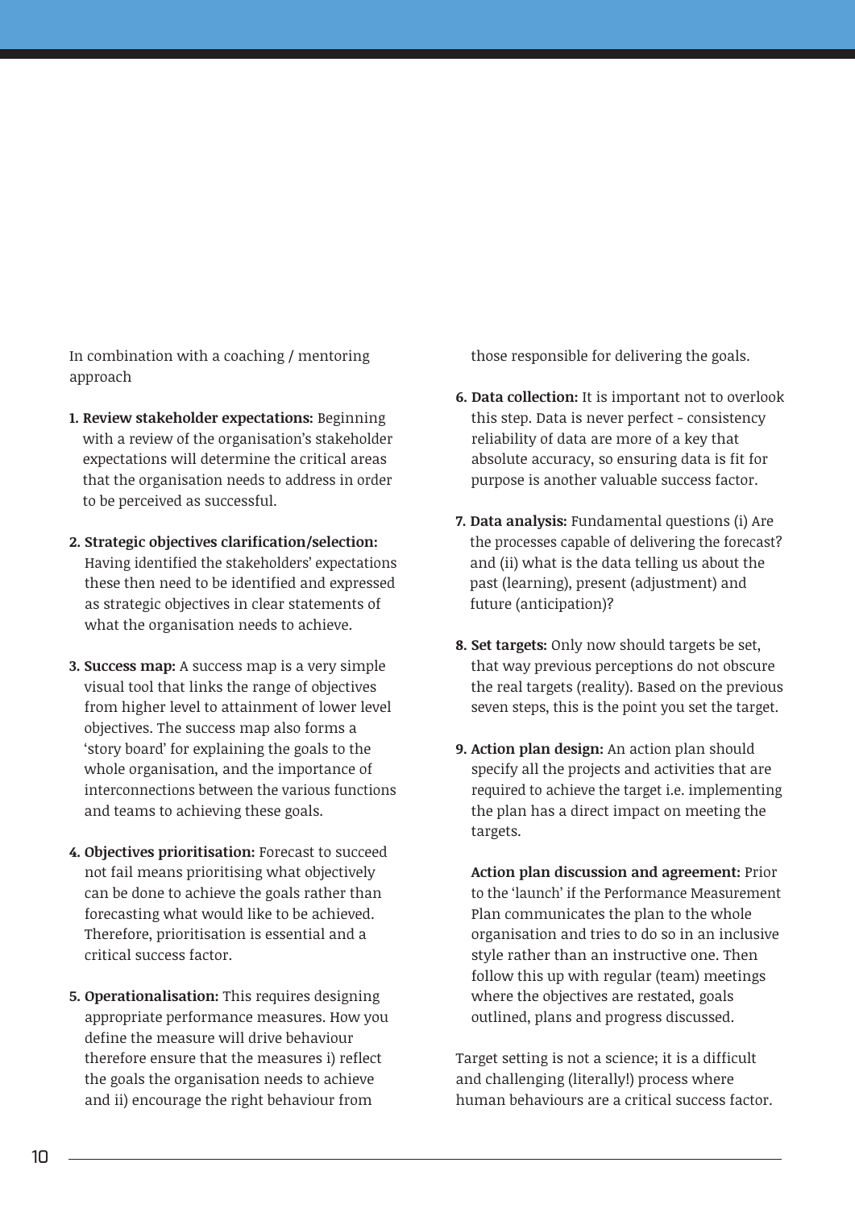In combination with a coaching / mentoring approach

1. **Review stakeholder expectations:** Beginning with a review of the organisation's stakeholder expectations will determine the critical areas that the organisation needs to address in order to be perceived as successful.

2. **Strategic objectives clarification/selection:** Having identified the stakeholders' expectations these then need to be identified and expressed as strategic objectives in clear statements of what the organisation needs to achieve.

3. **Success map:** A success map is a very simple visual tool that links the range of objectives from higher level to attainment of lower level objectives. The success map also forms a 'story board' for explaining the goals to the whole organisation, and the importance of interconnections between the various functions and teams to achieving these goals.

4. **Objectives prioritisation:** Forecast to succeed not fail means prioritising what objectively can be done to achieve the goals rather than forecasting what would like to be achieved. Therefore, prioritisation is essential and a critical success factor.

5. **Operationalisation:** This requires designing appropriate performance measures. How you define the measure will drive behaviour therefore ensure that the measures i) reflect the goals the organisation needs to achieve and ii) encourage the right behaviour from those responsible for delivering the goals.

6. **Data collection:** It is important not to overlook this step. Data is never perfect - consistency reliability of data are more of a key that absolute accuracy, so ensuring data is fit for purpose is another valuable success factor.

7. **Data analysis:** Fundamental questions (i) Are the processes capable of delivering the forecast? and (ii) what is the data telling us about the past (learning), present (adjustment) and future (anticipation)?

8. **Set targets:** Only now should targets be set, that way previous perceptions do not obscure the real targets (reality). Based on the previous seven steps, this is the point you set the target.

9. **Action plan design:** An action plan should specify all the projects and activities that are required to achieve the target i.e. implementing the plan has a direct impact on meeting the targets.

   **Action plan discussion and agreement:** Prior to the 'launch' if the Performance Measurement Plan communicates the plan to the whole organisation and tries to do so in an inclusive style rather than an instructive one. Then follow this up with regular (team) meetings where the objectives are restated, goals outlined, plans and progress discussed.

Target setting is not a science; it is a difficult and challenging (literally!) process where human behaviours are a critical success factor.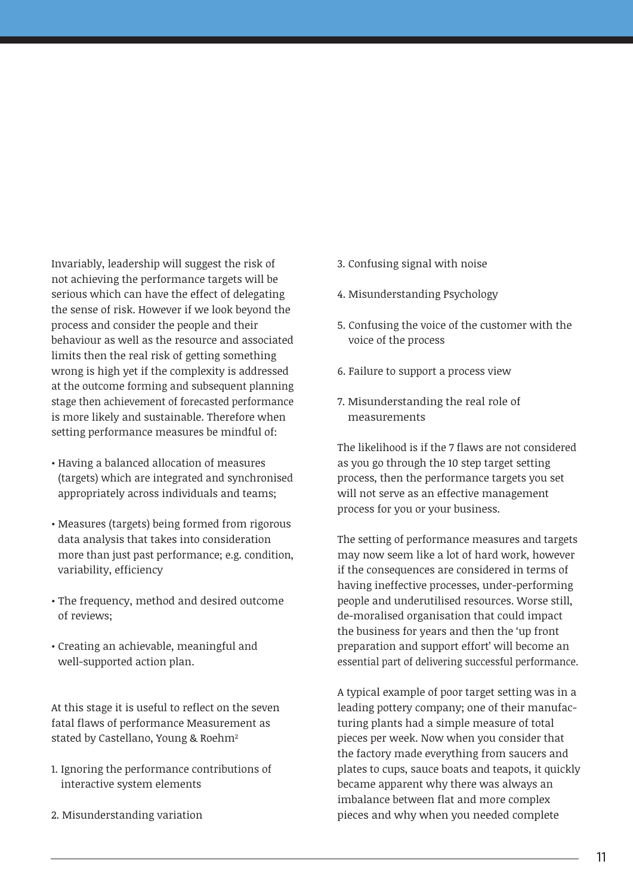Invariably, leadership will suggest the risk of not achieving the performance targets will be serious which can have the effect of delegating the sense of risk. However if we look beyond the process and consider the people and their behaviour as well as the resource and associated limits then the real risk of getting something wrong is high yet if the complexity is addressed at the outcome forming and subsequent planning stage then achievement of forecasted performance is more likely and sustainable. Therefore when setting performance measures be mindful of:

- Having a balanced allocation of measures (targets) which are integrated and synchronised appropriately across individuals and teams;
- Measures (targets) being formed from rigorous data analysis that takes into consideration more than just past performance; e.g. condition, variability, efficiency
- The frequency, method and desired outcome of reviews;
- Creating an achievable, meaningful and well-supported action plan.

At this stage it is useful to reflect on the seven fatal flaws of performance Measurement as stated by Castellano, Young & Roehm[2]

1. Ignoring the performance contributions of interactive system elements
2. Misunderstanding variation
3. Confusing signal with noise
4. Misunderstanding Psychology
5. Confusing the voice of the customer with the voice of the process
6. Failure to support a process view
7. Misunderstanding the real role of measurements

The likelihood is if the 7 flaws are not considered as you go through the 10 step target setting process, then the performance targets you set will not serve as an effective management process for you or your business.

The setting of performance measures and targets may now seem like a lot of hard work, however if the consequences are considered in terms of having ineffective processes, under-performing people and underutilised resources. Worse still, de-moralised organisation that could impact the business for years and then the 'up front preparation and support effort' will become an essential part of delivering successful performance.

A typical example of poor target setting was in a leading pottery company; one of their manufacturing plants had a simple measure of total pieces per week. Now when you consider that the factory made everything from saucers and plates to cups, sauce boats and teapots, it quickly became apparent why there was always an imbalance between flat and more complex pieces and why when you needed complete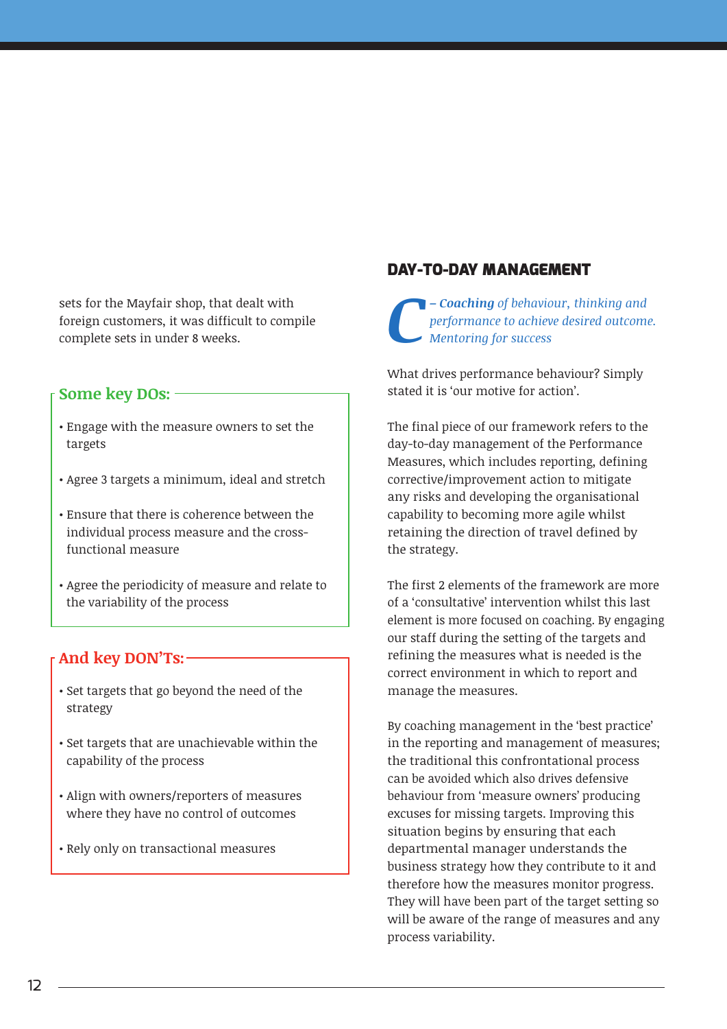sets for the Mayfair shop, that dealt with foreign customers, it was difficult to compile complete sets in under 8 weeks.

### Some key DOs:

- Engage with the measure owners to set the targets
- Agree 3 targets a minimum, ideal and stretch
- Ensure that there is coherence between the individual process measure and the cross-functional measure
- Agree the periodicity of measure and relate to the variability of the process

### And key DON'Ts:

- Set targets that go beyond the need of the strategy
- Set targets that are unachievable within the capability of the process
- Align with owners/reporters of measures where they have no control of outcomes
- Rely only on transactional measures

## DAY-TO-DAY MANAGEMENT

*C – **Coaching** of behaviour, thinking and performance to achieve desired outcome. Mentoring for success*

What drives performance behaviour? Simply stated it is 'our motive for action'.

The final piece of our framework refers to the day-to-day management of the Performance Measures, which includes reporting, defining corrective/improvement action to mitigate any risks and developing the organisational capability to becoming more agile whilst retaining the direction of travel defined by the strategy.

The first 2 elements of the framework are more of a 'consultative' intervention whilst this last element is more focused on coaching. By engaging our staff during the setting of the targets and refining the measures what is needed is the correct environment in which to report and manage the measures.

By coaching management in the 'best practice' in the reporting and management of measures; the traditional this confrontational process can be avoided which also drives defensive behaviour from 'measure owners' producing excuses for missing targets. Improving this situation begins by ensuring that each departmental manager understands the business strategy how they contribute to it and therefore how the measures monitor progress. They will have been part of the target setting so will be aware of the range of measures and any process variability.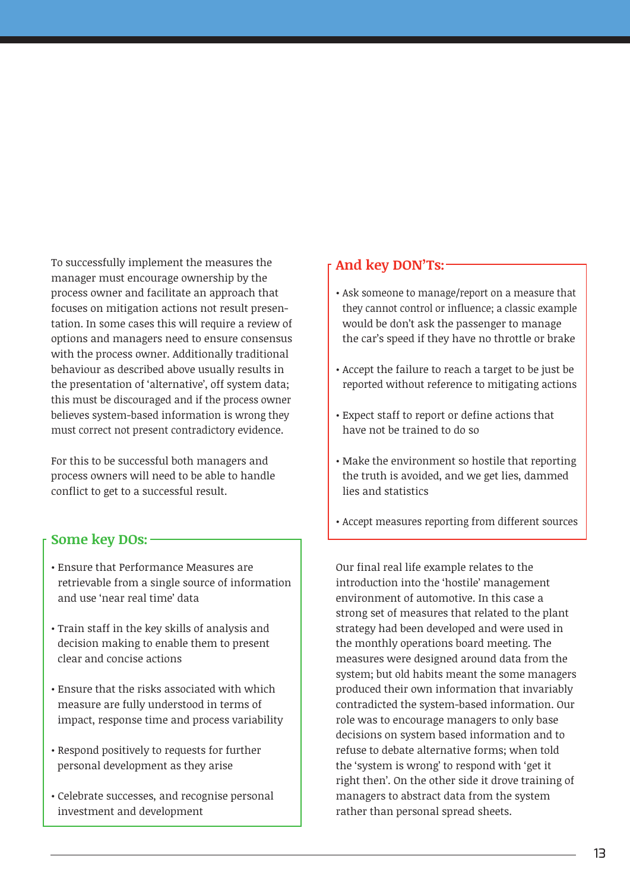To successfully implement the measures the manager must encourage ownership by the process owner and facilitate an approach that focuses on mitigation actions not result presentation. In some cases this will require a review of options and managers need to ensure consensus with the process owner. Additionally traditional behaviour as described above usually results in the presentation of 'alternative', off system data; this must be discouraged and if the process owner believes system-based information is wrong they must correct not present contradictory evidence.

For this to be successful both managers and process owners will need to be able to handle conflict to get to a successful result.

### Some key DOs:

- Ensure that Performance Measures are retrievable from a single source of information and use 'near real time' data
- Train staff in the key skills of analysis and decision making to enable them to present clear and concise actions
- Ensure that the risks associated with which measure are fully understood in terms of impact, response time and process variability
- Respond positively to requests for further personal development as they arise
- Celebrate successes, and recognise personal investment and development

### And key DON'Ts:

- Ask someone to manage/report on a measure that they cannot control or influence; a classic example would be don't ask the passenger to manage the car's speed if they have no throttle or brake
- Accept the failure to reach a target to be just be reported without reference to mitigating actions
- Expect staff to report or define actions that have not be trained to do so
- Make the environment so hostile that reporting the truth is avoided, and we get lies, dammed lies and statistics
- Accept measures reporting from different sources

Our final real life example relates to the introduction into the 'hostile' management environment of automotive. In this case a strong set of measures that related to the plant strategy had been developed and were used in the monthly operations board meeting. The measures were designed around data from the system; but old habits meant the some managers produced their own information that invariably contradicted the system-based information. Our role was to encourage managers to only base decisions on system based information and to refuse to debate alternative forms; when told the 'system is wrong' to respond with 'get it right then'. On the other side it drove training of managers to abstract data from the system rather than personal spread sheets.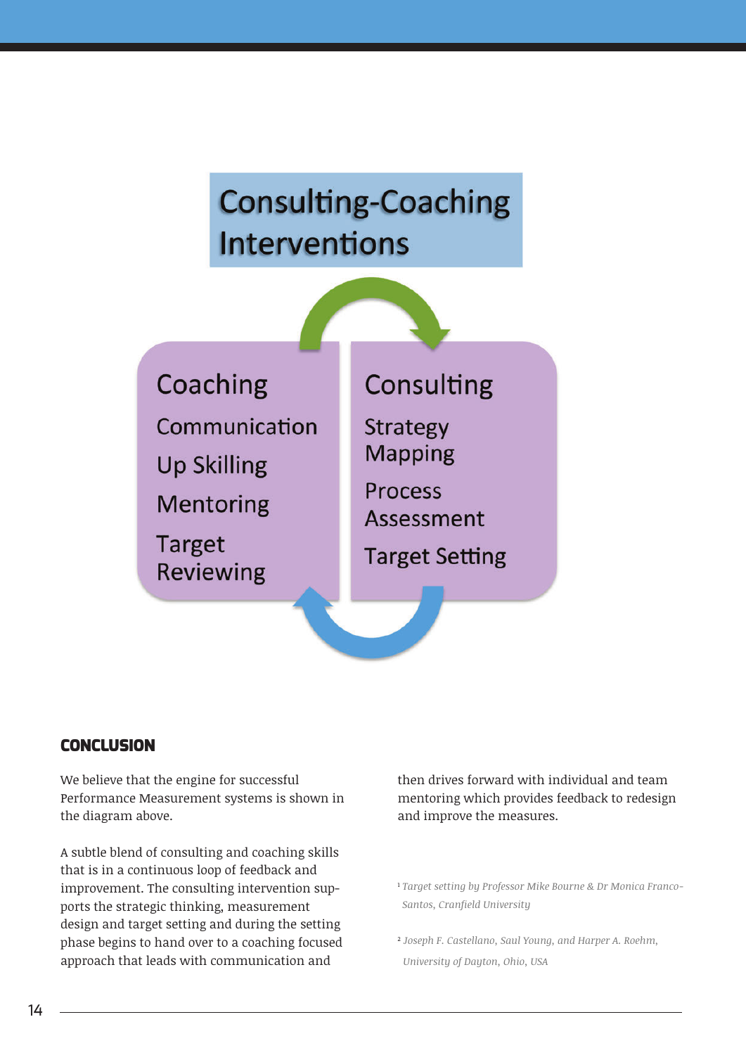## Consulting-Coaching Interventions

**Coaching**

- Communication
- Up Skilling
- Mentoring
- Target Reviewing

**Consulting**

- Strategy Mapping
- Process Assessment
- Target Setting

## CONCLUSION

We believe that the engine for successful Performance Measurement systems is shown in the diagram above.

A subtle blend of consulting and coaching skills that is in a continuous loop of feedback and improvement. The consulting intervention supports the strategic thinking, measurement design and target setting and during the setting phase begins to hand over to a coaching focused approach that leads with communication and then drives forward with individual and team mentoring which provides feedback to redesign and improve the measures.

[1] *Target setting by Professor Mike Bourne & Dr Monica Franco-Santos, Cranfield University*

[2] *Joseph F. Castellano, Saul Young, and Harper A. Roehm, University of Dayton, Ohio, USA*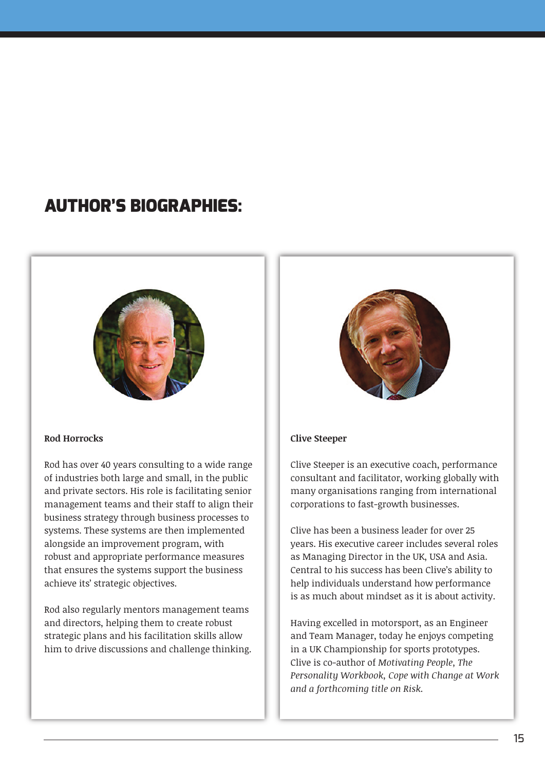# AUTHOR'S BIOGRAPHIES:

**Rod Horrocks**

Rod has over 40 years consulting to a wide range of industries both large and small, in the public and private sectors. His role is facilitating senior management teams and their staff to align their business strategy through business processes to systems. These systems are then implemented alongside an improvement program, with robust and appropriate performance measures that ensures the systems support the business achieve its' strategic objectives.

Rod also regularly mentors management teams and directors, helping them to create robust strategic plans and his facilitation skills allow him to drive discussions and challenge thinking.

**Clive Steeper**

Clive Steeper is an executive coach, performance consultant and facilitator, working globally with many organisations ranging from international corporations to fast-growth businesses.

Clive has been a business leader for over 25 years. His executive career includes several roles as Managing Director in the UK, USA and Asia. Central to his success has been Clive's ability to help individuals understand how performance is as much about mindset as it is about activity.

Having excelled in motorsport, as an Engineer and Team Manager, today he enjoys competing in a UK Championship for sports prototypes. Clive is co-author of *Motivating People, The Personality Workbook, Cope with Change at Work and a forthcoming title on Risk.*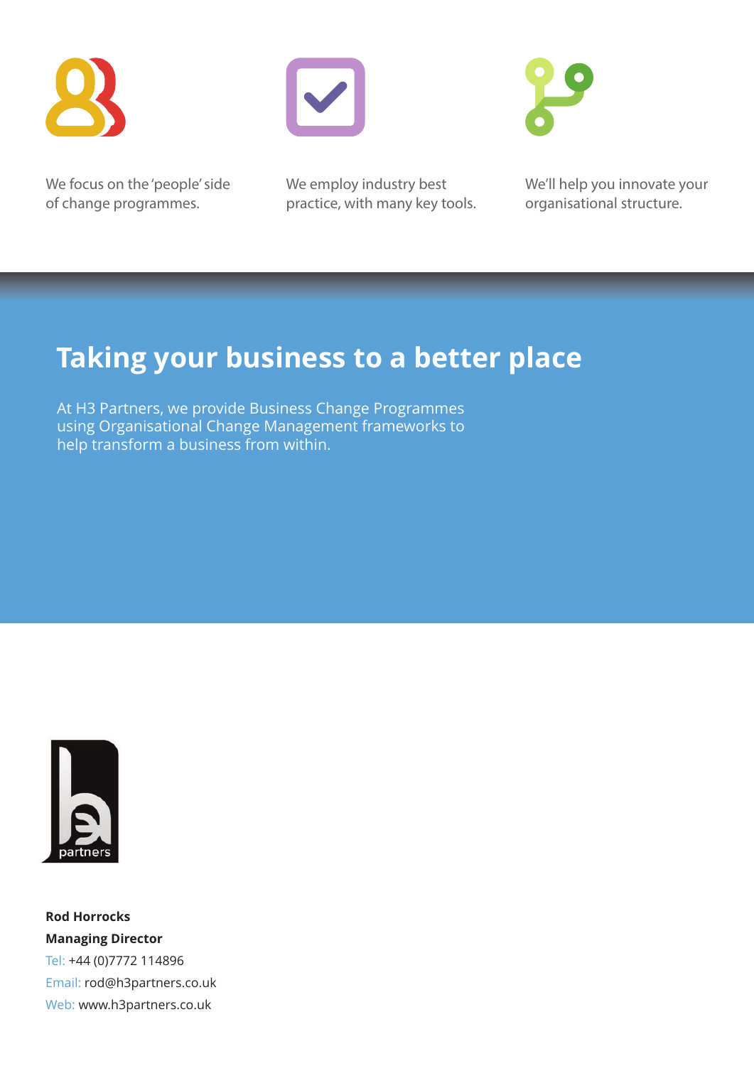We focus on the 'people' side of change programmes.

We employ industry best practice, with many key tools.

We'll help you innovate your organisational structure.

# Taking your business to a better place

At H3 Partners, we provide Business Change Programmes using Organisational Change Management frameworks to help transform a business from within.

**Rod Horrocks**
**Managing Director**
Tel: +44 (0)7772 114896
Email: rod@h3partners.co.uk
Web: www.h3partners.co.uk